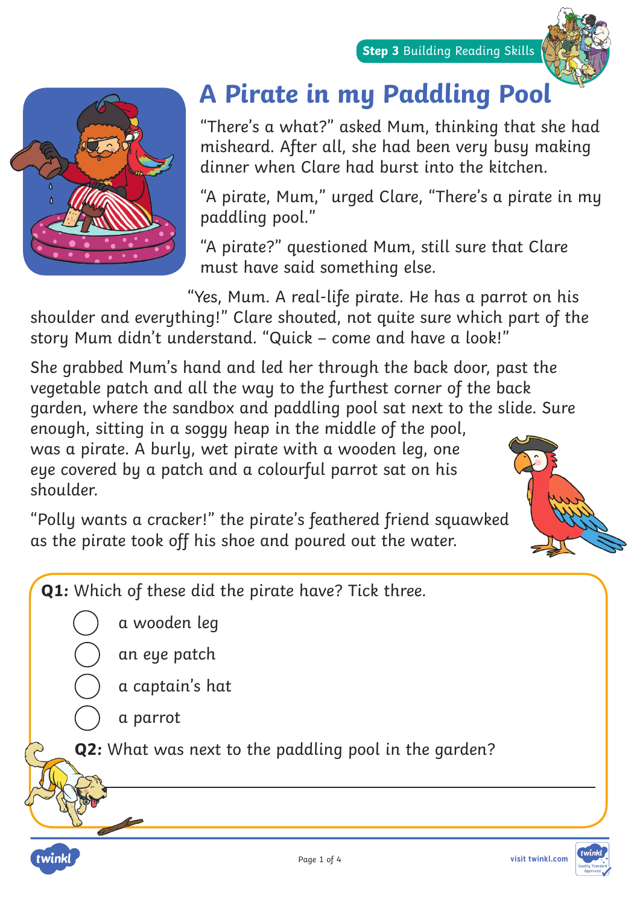Step 3 Building Reading Skills

# A Pirate in my Paddling Pool

"There's a what?" asked Mum, thinking that she had misheard. After all, she had been very busy making dinner when Clare had burst into the kitchen.

"A pirate, Mum," urged Clare, "There's a pirate in my paddling pool."

"A pirate?" questioned Mum, still sure that Clare must have said something else.

"Yes, Mum. A real-life pirate. He has a parrot on his shoulder and everything!" Clare shouted, not quite sure which part of the story Mum didn't understand. "Quick – come and have a look!"

She grabbed Mum's hand and led her through the back door, past the vegetable patch and all the way to the furthest corner of the back garden, where the sandbox and paddling pool sat next to the slide. Sure enough, sitting in a soggy heap in the middle of the pool, was a pirate. A burly, wet pirate with a wooden leg, one eye covered by a patch and a colourful parrot sat on his shoulder.

"Polly wants a cracker!" the pirate's feathered friend squawked as the pirate took off his shoe and poured out the water.

**Q1:** Which of these did the pirate have? Tick three.

- ◯ a wooden leg
- ◯ an eye patch
- ◯ a captain's hat
- ◯ a parrot

**Q2:** What was next to the paddling pool in the garden?

______________________________________________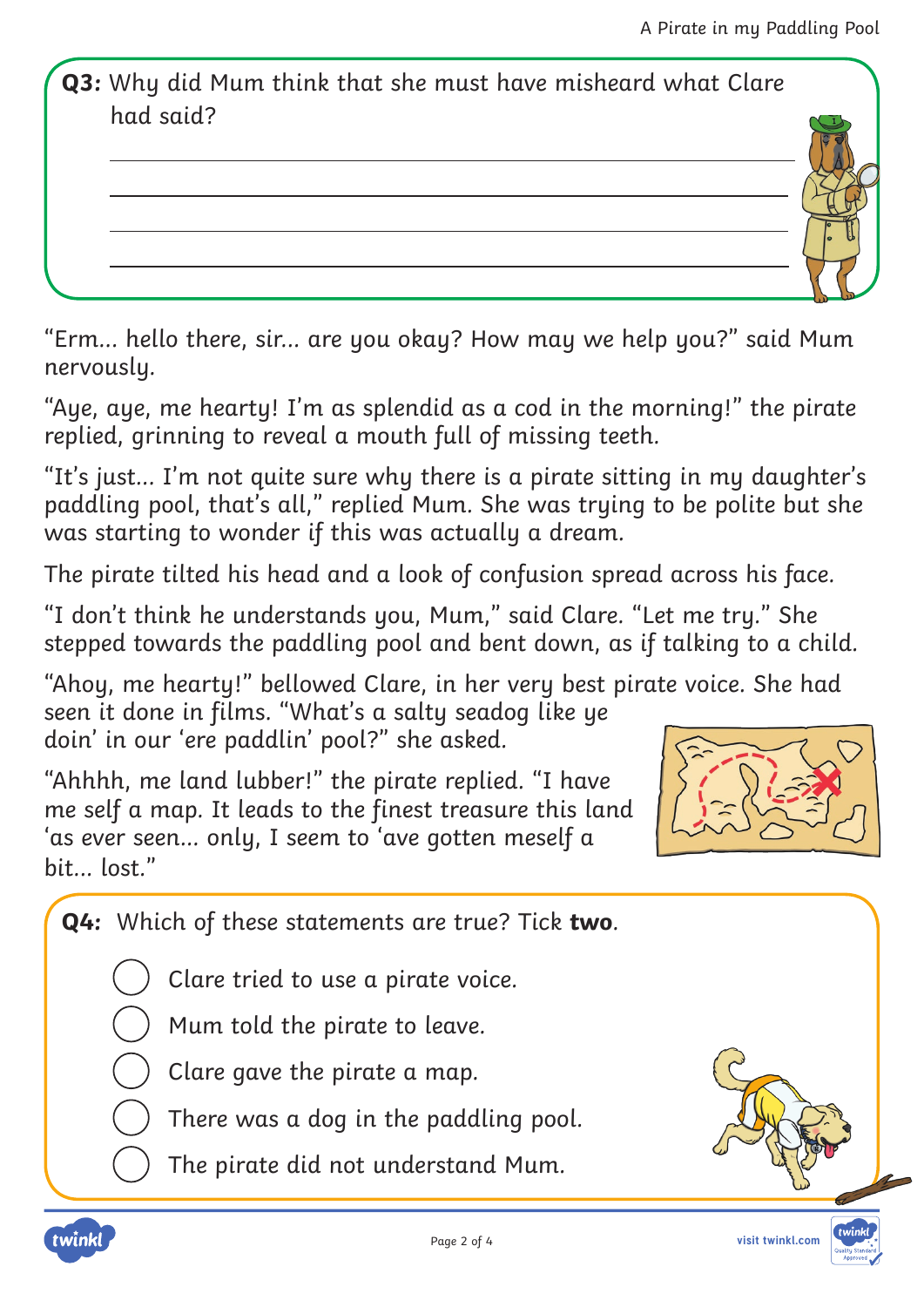**Q3:** Why did Mum think that she must have misheard what Clare had said?

______________________________________________

______________________________________________

______________________________________________

______________________________________________

"Erm... hello there, sir... are you okay? How may we help you?" said Mum nervously.

"Aye, aye, me hearty! I'm as splendid as a cod in the morning!" the pirate replied, grinning to reveal a mouth full of missing teeth.

"It's just... I'm not quite sure why there is a pirate sitting in my daughter's paddling pool, that's all," replied Mum. She was trying to be polite but she was starting to wonder if this was actually a dream.

The pirate tilted his head and a look of confusion spread across his face.

"I don't think he understands you, Mum," said Clare. "Let me try." She stepped towards the paddling pool and bent down, as if talking to a child.

"Ahoy, me hearty!" bellowed Clare, in her very best pirate voice. She had seen it done in films. "What's a salty seadog like ye doin' in our 'ere paddlin' pool?" she asked.

"Ahhhh, me land lubber!" the pirate replied. "I have me self a map. It leads to the finest treasure this land 'as ever seen... only, I seem to 'ave gotten meself a bit... lost."

**Q4:** Which of these statements are true? Tick **two**.

- ◯ Clare tried to use a pirate voice.
- ◯ Mum told the pirate to leave.
- ◯ Clare gave the pirate a map.
- ◯ There was a dog in the paddling pool.
- ◯ The pirate did not understand Mum.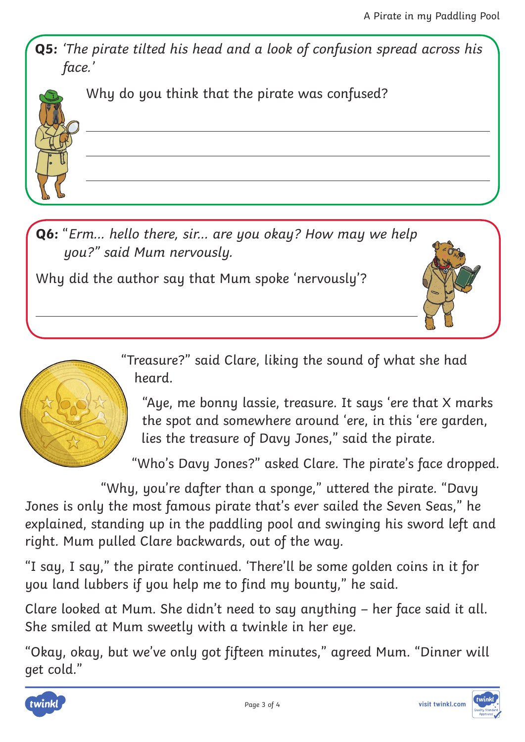**Q5:** *'The pirate tilted his head and a look of confusion spread across his face.'*

Why do you think that the pirate was confused?

______________________________________________

______________________________________________

______________________________________________

**Q6:** "*Erm... hello there, sir... are you okay? How may we help you?" said Mum nervously.*

Why did the author say that Mum spoke 'nervously'?

______________________________________________

"Treasure?" said Clare, liking the sound of what she had heard.

"Aye, me bonny lassie, treasure. It says 'ere that X marks the spot and somewhere around 'ere, in this 'ere garden, lies the treasure of Davy Jones," said the pirate.

"Who's Davy Jones?" asked Clare. The pirate's face dropped.

"Why, you're dafter than a sponge," uttered the pirate. "Davy Jones is only the most famous pirate that's ever sailed the Seven Seas," he explained, standing up in the paddling pool and swinging his sword left and right. Mum pulled Clare backwards, out of the way.

"I say, I say," the pirate continued. 'There'll be some golden coins in it for you land lubbers if you help me to find my bounty," he said.

Clare looked at Mum. She didn't need to say anything – her face said it all. She smiled at Mum sweetly with a twinkle in her eye.

"Okay, okay, but we've only got fifteen minutes," agreed Mum. "Dinner will get cold."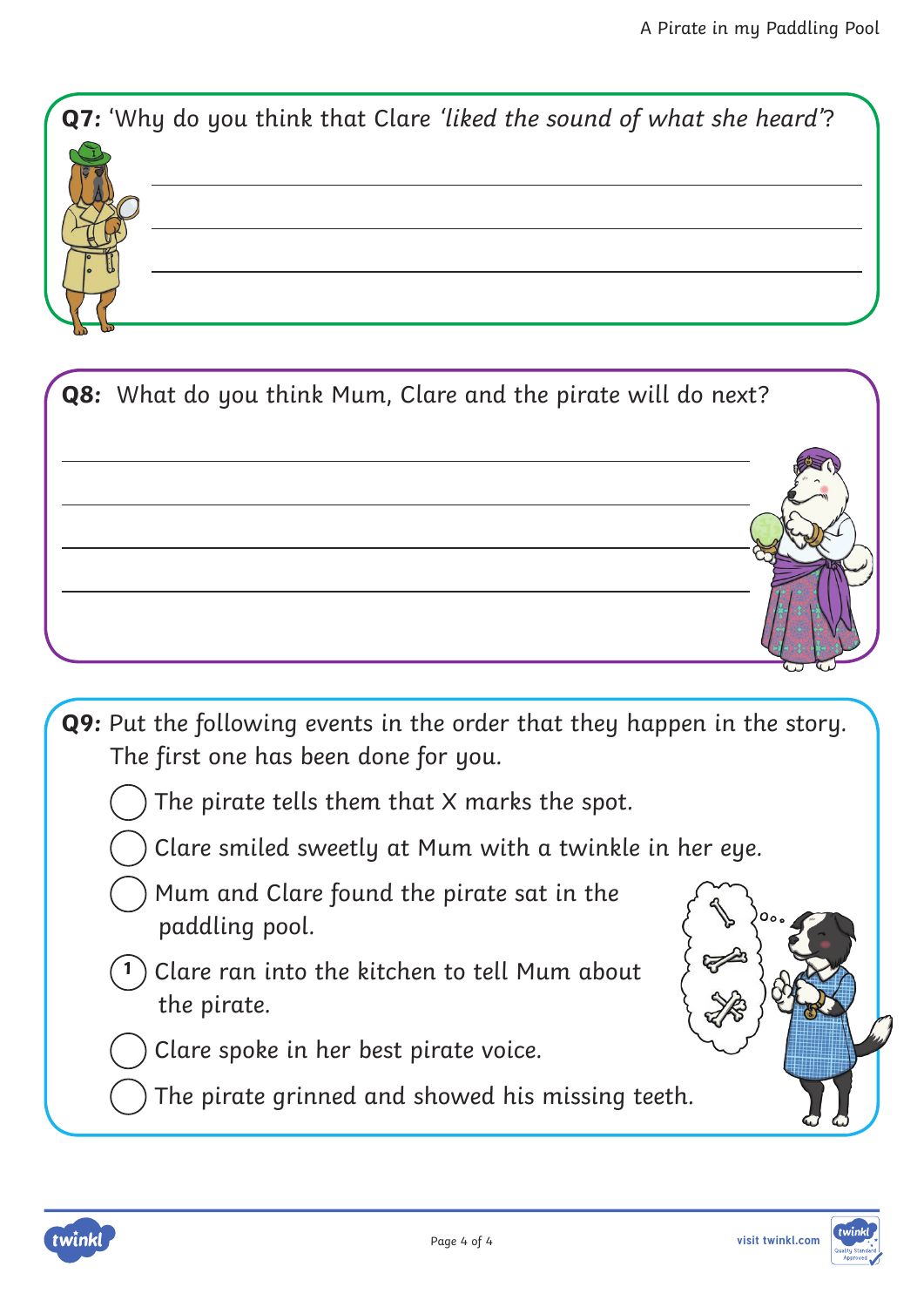**Q7:** 'Why do you think that Clare *'liked the sound of what she heard'*?

______________________________________________

______________________________________________

______________________________________________

**Q8:** What do you think Mum, Clare and the pirate will do next?

______________________________________________

______________________________________________

______________________________________________

______________________________________________

**Q9:** Put the following events in the order that they happen in the story. The first one has been done for you.

- ◯ The pirate tells them that X marks the spot.
- ◯ Clare smiled sweetly at Mum with a twinkle in her eye.
- ◯ Mum and Clare found the pirate sat in the paddling pool.
- (1) Clare ran into the kitchen to tell Mum about the pirate.
- ◯ Clare spoke in her best pirate voice.
- ◯ The pirate grinned and showed his missing teeth.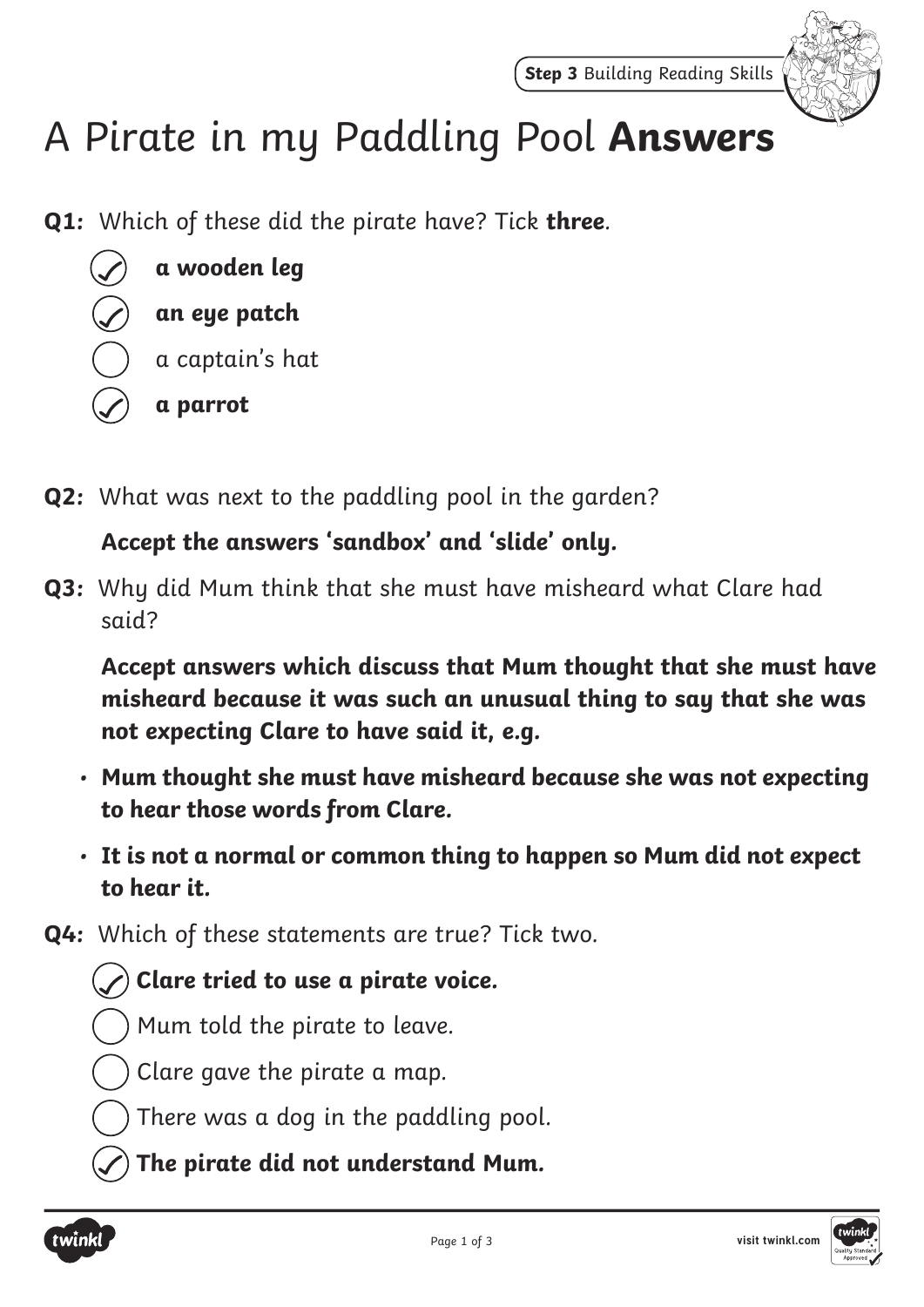# A Pirate in my Paddling Pool **Answers**

**Q1:** Which of these did the pirate have? Tick **three**.

- [x] **a wooden leg**
- [x] **an eye patch**
- [ ] a captain's hat
- [x] **a parrot**

**Q2:** What was next to the paddling pool in the garden?

**Accept the answers 'sandbox' and 'slide' only.**

**Q3:** Why did Mum think that she must have misheard what Clare had said?

**Accept answers which discuss that Mum thought that she must have misheard because it was such an unusual thing to say that she was not expecting Clare to have said it, e.g.**

- **Mum thought she must have misheard because she was not expecting to hear those words from Clare.**
- **It is not a normal or common thing to happen so Mum did not expect to hear it.**

**Q4:** Which of these statements are true? Tick two.

- [x] **Clare tried to use a pirate voice.**
- [ ] Mum told the pirate to leave.
- [ ] Clare gave the pirate a map.
- [ ] There was a dog in the paddling pool.
- [x] **The pirate did not understand Mum.**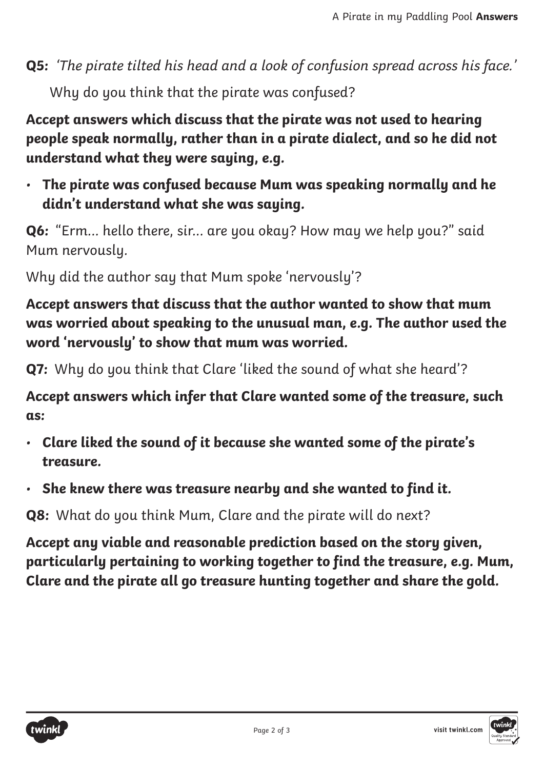**Q5:** *'The pirate tilted his head and a look of confusion spread across his face.'*

Why do you think that the pirate was confused?

**Accept answers which discuss that the pirate was not used to hearing people speak normally, rather than in a pirate dialect, and so he did not understand what they were saying, e.g.**

- **The pirate was confused because Mum was speaking normally and he didn't understand what she was saying.**

**Q6:** "Erm… hello there, sir… are you okay? How may we help you?" said Mum nervously.

Why did the author say that Mum spoke 'nervously'?

**Accept answers that discuss that the author wanted to show that mum was worried about speaking to the unusual man, e.g. The author used the word 'nervously' to show that mum was worried.**

**Q7:** Why do you think that Clare 'liked the sound of what she heard'?

**Accept answers which infer that Clare wanted some of the treasure, such as:**

- **Clare liked the sound of it because she wanted some of the pirate's treasure.**
- **She knew there was treasure nearby and she wanted to find it.**

**Q8:** What do you think Mum, Clare and the pirate will do next?

**Accept any viable and reasonable prediction based on the story given, particularly pertaining to working together to find the treasure, e.g. Mum, Clare and the pirate all go treasure hunting together and share the gold.**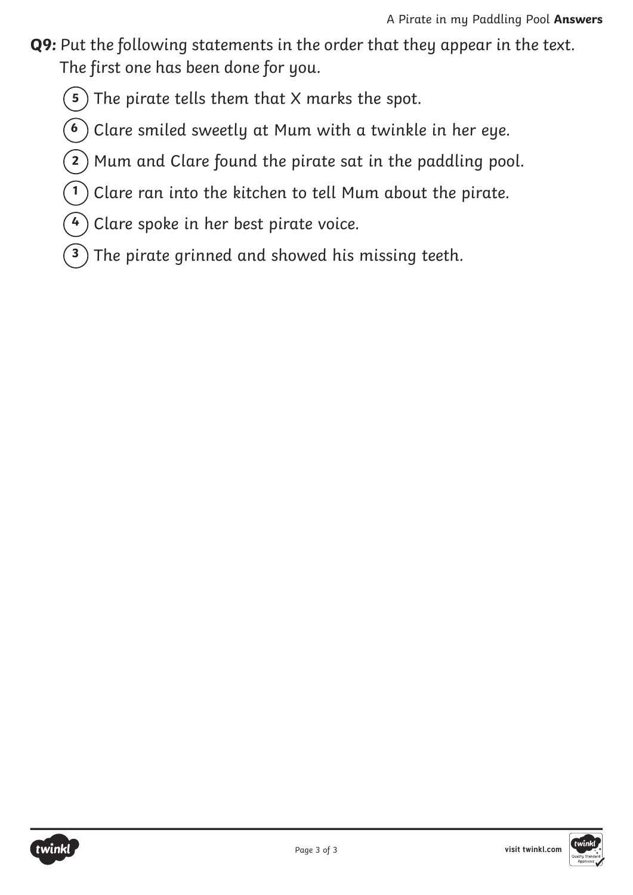**Q9:** Put the following statements in the order that they appear in the text. The first one has been done for you.

5 The pirate tells them that X marks the spot.

6 Clare smiled sweetly at Mum with a twinkle in her eye.

2 Mum and Clare found the pirate sat in the paddling pool.

1 Clare ran into the kitchen to tell Mum about the pirate.

4 Clare spoke in her best pirate voice.

3 The pirate grinned and showed his missing teeth.